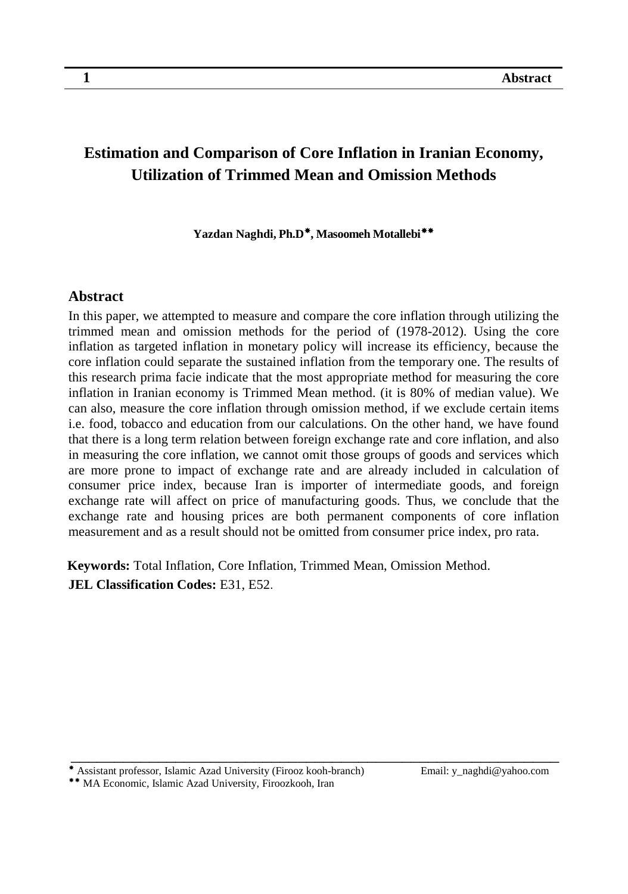# Estimation and Comparison of Core Inflation in Iranian Economy, Utilization of Trimmed Mean and Omission Methods

**Yazdan Naghdi, Ph.D[*], Masoomeh Motallebi[**]**

## Abstract

In this paper, we attempted to measure and compare the core inflation through utilizing the trimmed mean and omission methods for the period of (1978-2012). Using the core inflation as targeted inflation in monetary policy will increase its efficiency, because the core inflation could separate the sustained inflation from the temporary one. The results of this research prima facie indicate that the most appropriate method for measuring the core inflation in Iranian economy is Trimmed Mean method. (it is 80% of median value). We can also, measure the core inflation through omission method, if we exclude certain items i.e. food, tobacco and education from our calculations. On the other hand, we have found that there is a long term relation between foreign exchange rate and core inflation, and also in measuring the core inflation, we cannot omit those groups of goods and services which are more prone to impact of exchange rate and are already included in calculation of consumer price index, because Iran is importer of intermediate goods, and foreign exchange rate will affect on price of manufacturing goods. Thus, we conclude that the exchange rate and housing prices are both permanent components of core inflation measurement and as a result should not be omitted from consumer price index, pro rata.

**Keywords:** Total Inflation, Core Inflation, Trimmed Mean, Omission Method.

**JEL Classification Codes:** E31, E52.

---

[*] Assistant professor, Islamic Azad University (Firooz kooh-branch) Email: y_naghdi@yahoo.com

[**] MA Economic, Islamic Azad University, Firoozkooh, Iran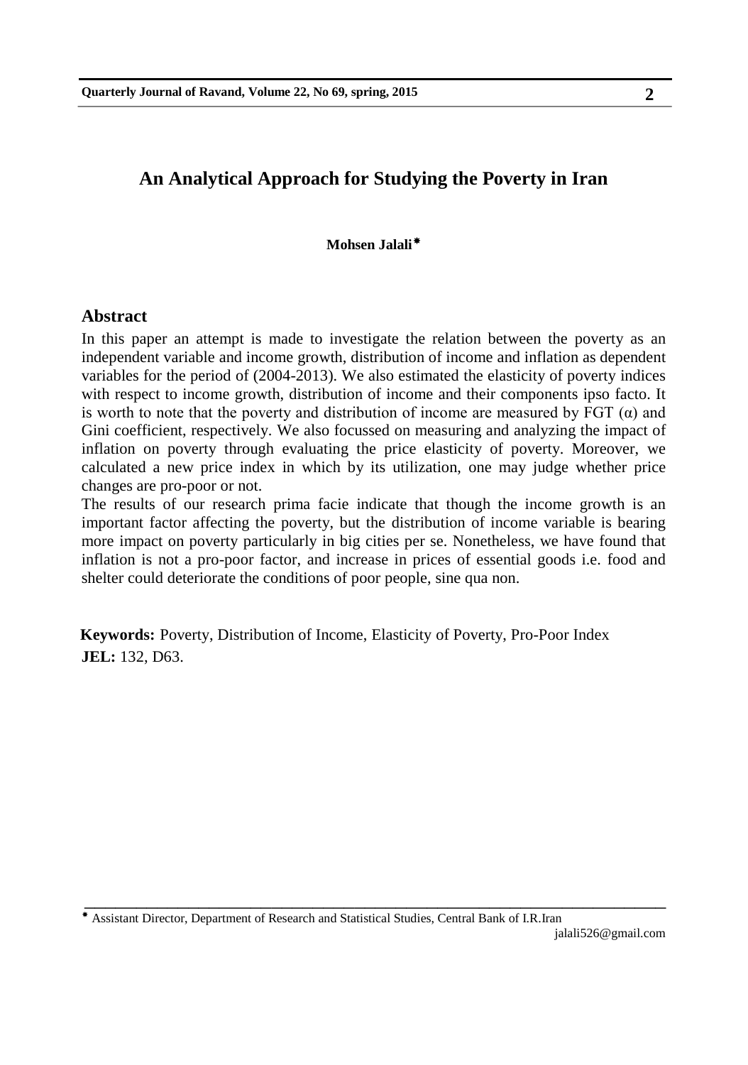# An Analytical Approach for Studying the Poverty in Iran

**Mohsen Jalali**[*]

## Abstract

In this paper an attempt is made to investigate the relation between the poverty as an independent variable and income growth, distribution of income and inflation as dependent variables for the period of (2004-2013). We also estimated the elasticity of poverty indices with respect to income growth, distribution of income and their components ipso facto. It is worth to note that the poverty and distribution of income are measured by FGT (α) and Gini coefficient, respectively. We also focussed on measuring and analyzing the impact of inflation on poverty through evaluating the price elasticity of poverty. Moreover, we calculated a new price index in which by its utilization, one may judge whether price changes are pro-poor or not.

The results of our research prima facie indicate that though the income growth is an important factor affecting the poverty, but the distribution of income variable is bearing more impact on poverty particularly in big cities per se. Nonetheless, we have found that inflation is not a pro-poor factor, and increase in prices of essential goods i.e. food and shelter could deteriorate the conditions of poor people, sine qua non.

**Keywords:** Poverty, Distribution of Income, Elasticity of Poverty, Pro-Poor Index

**JEL:** 132, D63.

---

[*] Assistant Director, Department of Research and Statistical Studies, Central Bank of I.R.Iran
jalali526@gmail.com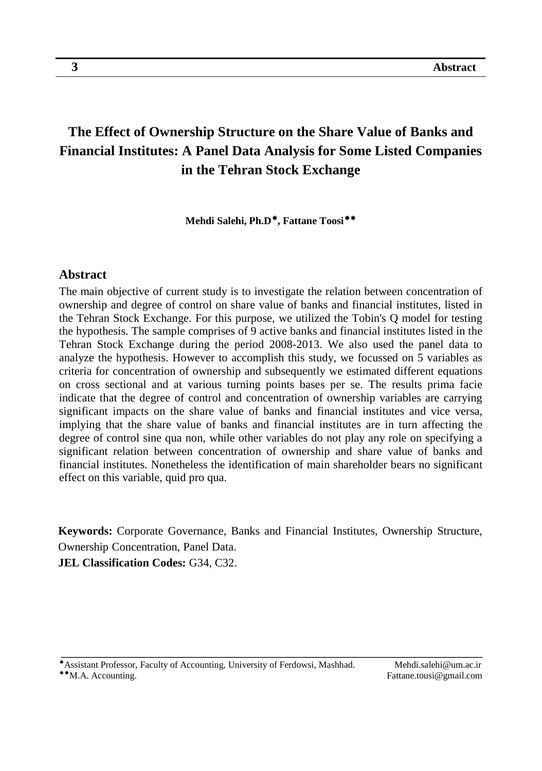# The Effect of Ownership Structure on the Share Value of Banks and Financial Institutes: A Panel Data Analysis for Some Listed Companies in the Tehran Stock Exchange

**Mehdi Salehi, Ph.D[\*], Fattane Toosi[\*\*]**

## Abstract

The main objective of current study is to investigate the relation between concentration of ownership and degree of control on share value of banks and financial institutes, listed in the Tehran Stock Exchange. For this purpose, we utilized the Tobin's Q model for testing the hypothesis. The sample comprises of 9 active banks and financial institutes listed in the Tehran Stock Exchange during the period 2008-2013. We also used the panel data to analyze the hypothesis. However to accomplish this study, we focussed on 5 variables as criteria for concentration of ownership and subsequently we estimated different equations on cross sectional and at various turning points bases per se. The results prima facie indicate that the degree of control and concentration of ownership variables are carrying significant impacts on the share value of banks and financial institutes and vice versa, implying that the share value of banks and financial institutes are in turn affecting the degree of control sine qua non, while other variables do not play any role on specifying a significant relation between concentration of ownership and share value of banks and financial institutes. Nonetheless the identification of main shareholder bears no significant effect on this variable, quid pro qua.

**Keywords:** Corporate Governance, Banks and Financial Institutes, Ownership Structure, Ownership Concentration, Panel Data.

**JEL Classification Codes:** G34, C32.

---

[\*] Assistant Professor, Faculty of Accounting, University of Ferdowsi, Mashhad. Mehdi.salehi@um.ac.ir

[\*\*] M.A. Accounting. Fattane.tousi@gmail.com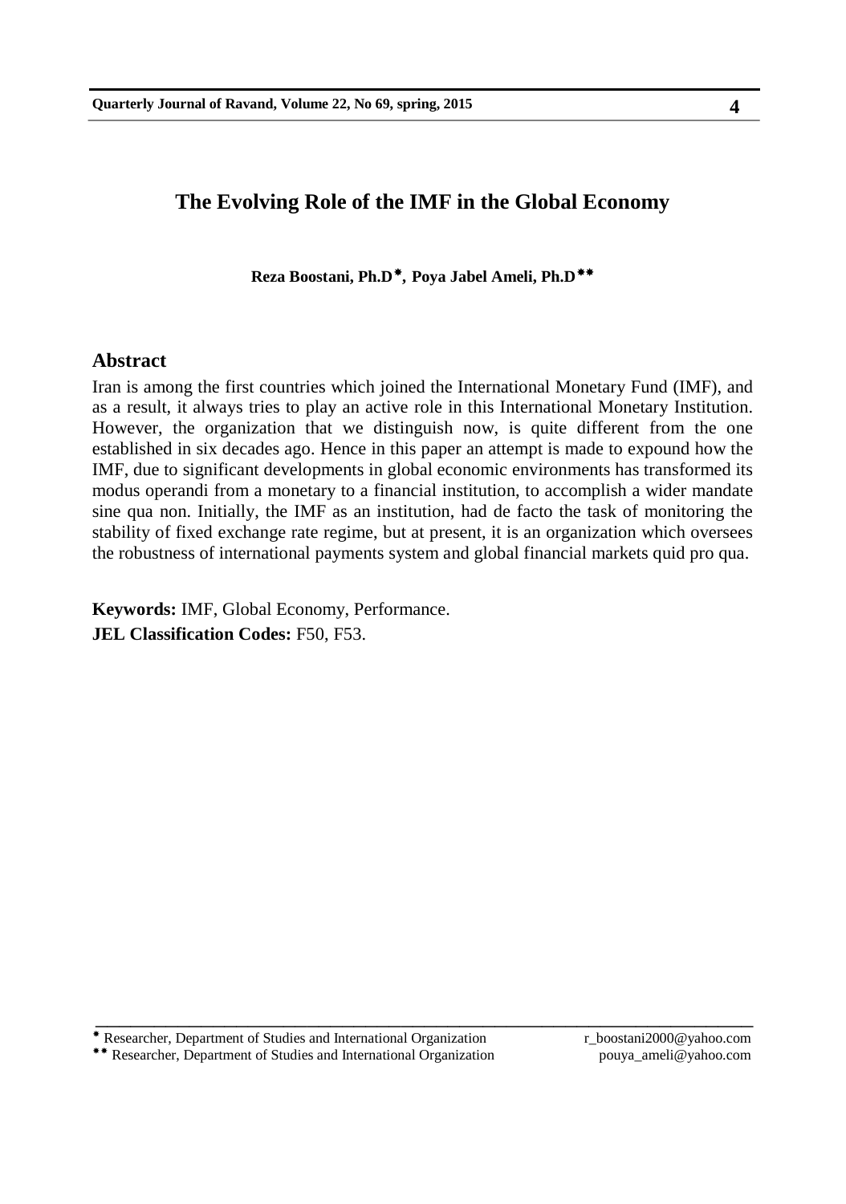# The Evolving Role of the IMF in the Global Economy

**Reza Boostani, Ph.D*, Poya Jabel Ameli, Ph.D****

## Abstract

Iran is among the first countries which joined the International Monetary Fund (IMF), and as a result, it always tries to play an active role in this International Monetary Institution. However, the organization that we distinguish now, is quite different from the one established in six decades ago. Hence in this paper an attempt is made to expound how the IMF, due to significant developments in global economic environments has transformed its modus operandi from a monetary to a financial institution, to accomplish a wider mandate sine qua non. Initially, the IMF as an institution, had de facto the task of monitoring the stability of fixed exchange rate regime, but at present, it is an organization which oversees the robustness of international payments system and global financial markets quid pro qua.

**Keywords:** IMF, Global Economy, Performance.

**JEL Classification Codes:** F50, F53.

---

* Researcher, Department of Studies and International Organization r_boostani2000@yahoo.com

** Researcher, Department of Studies and International Organization pouya_ameli@yahoo.com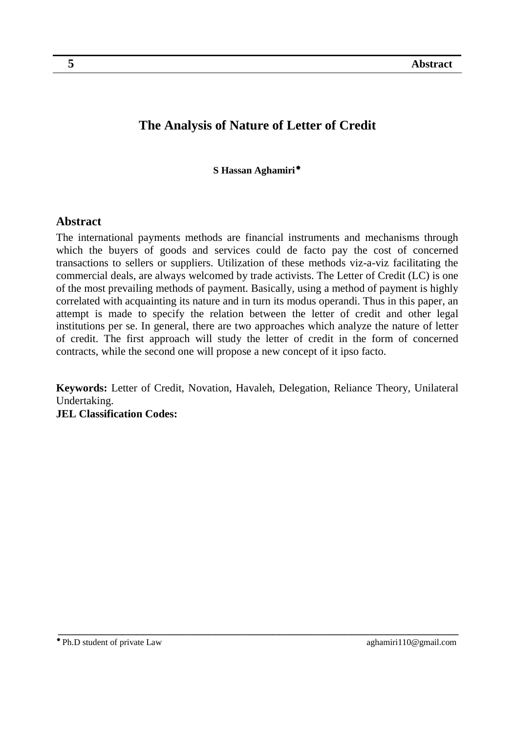# The Analysis of Nature of Letter of Credit

**S Hassan Aghamiri***

## Abstract

The international payments methods are financial instruments and mechanisms through which the buyers of goods and services could de facto pay the cost of concerned transactions to sellers or suppliers. Utilization of these methods viz-a-viz facilitating the commercial deals, are always welcomed by trade activists. The Letter of Credit (LC) is one of the most prevailing methods of payment. Basically, using a method of payment is highly correlated with acquainting its nature and in turn its modus operandi. Thus in this paper, an attempt is made to specify the relation between the letter of credit and other legal institutions per se. In general, there are two approaches which analyze the nature of letter of credit. The first approach will study the letter of credit in the form of concerned contracts, while the second one will propose a new concept of it ipso facto.

**Keywords:** Letter of Credit, Novation, Havaleh, Delegation, Reliance Theory, Unilateral Undertaking.

**JEL Classification Codes:**

---

* Ph.D student of private Law aghamiri110@gmail.com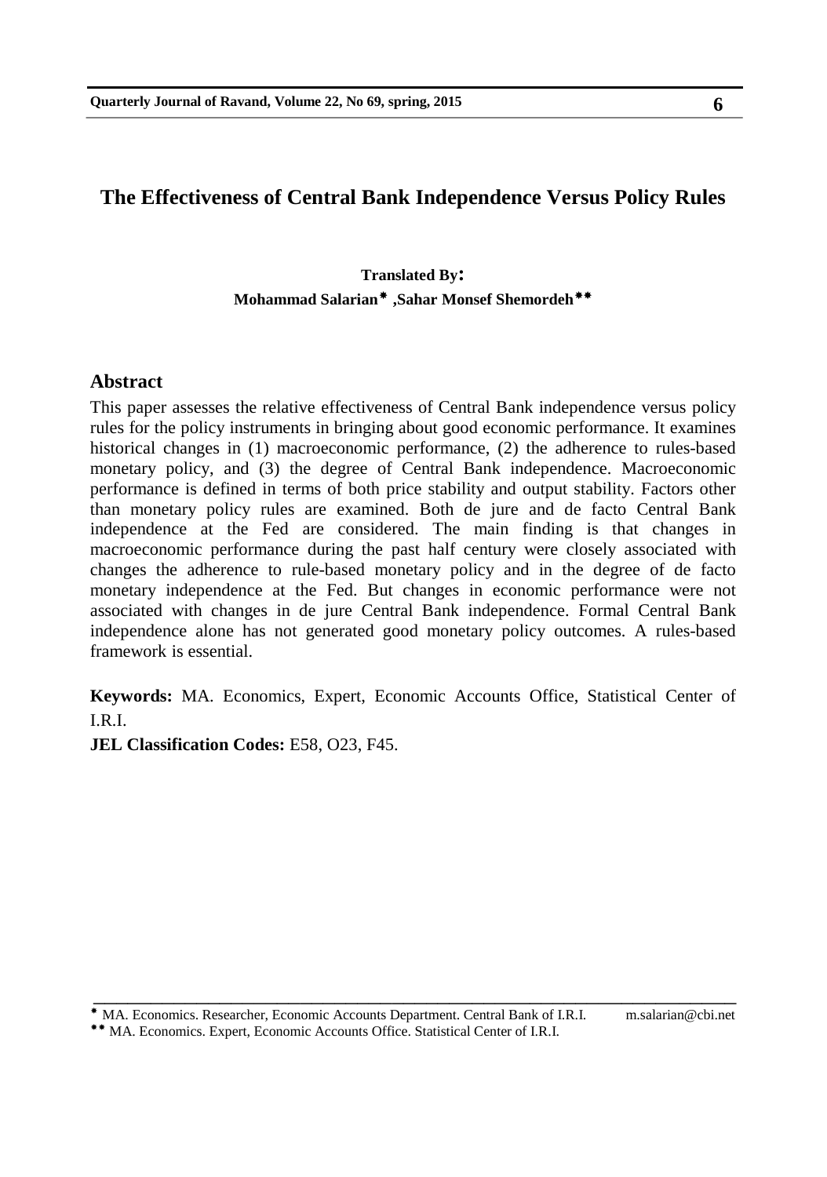# The Effectiveness of Central Bank Independence Versus Policy Rules

**Translated By:**
**Mohammad Salarian*, Sahar Monsef Shemordeh****

## Abstract

This paper assesses the relative effectiveness of Central Bank independence versus policy rules for the policy instruments in bringing about good economic performance. It examines historical changes in (1) macroeconomic performance, (2) the adherence to rules-based monetary policy, and (3) the degree of Central Bank independence. Macroeconomic performance is defined in terms of both price stability and output stability. Factors other than monetary policy rules are examined. Both de jure and de facto Central Bank independence at the Fed are considered. The main finding is that changes in macroeconomic performance during the past half century were closely associated with changes the adherence to rule-based monetary policy and in the degree of de facto monetary independence at the Fed. But changes in economic performance were not associated with changes in de jure Central Bank independence. Formal Central Bank independence alone has not generated good monetary policy outcomes. A rules-based framework is essential.

**Keywords:** MA. Economics, Expert, Economic Accounts Office, Statistical Center of I.R.I.

**JEL Classification Codes:** E58, O23, F45.

---

* MA. Economics. Researcher, Economic Accounts Department. Central Bank of I.R.I. m.salarian@cbi.net

** MA. Economics. Expert, Economic Accounts Office. Statistical Center of I.R.I.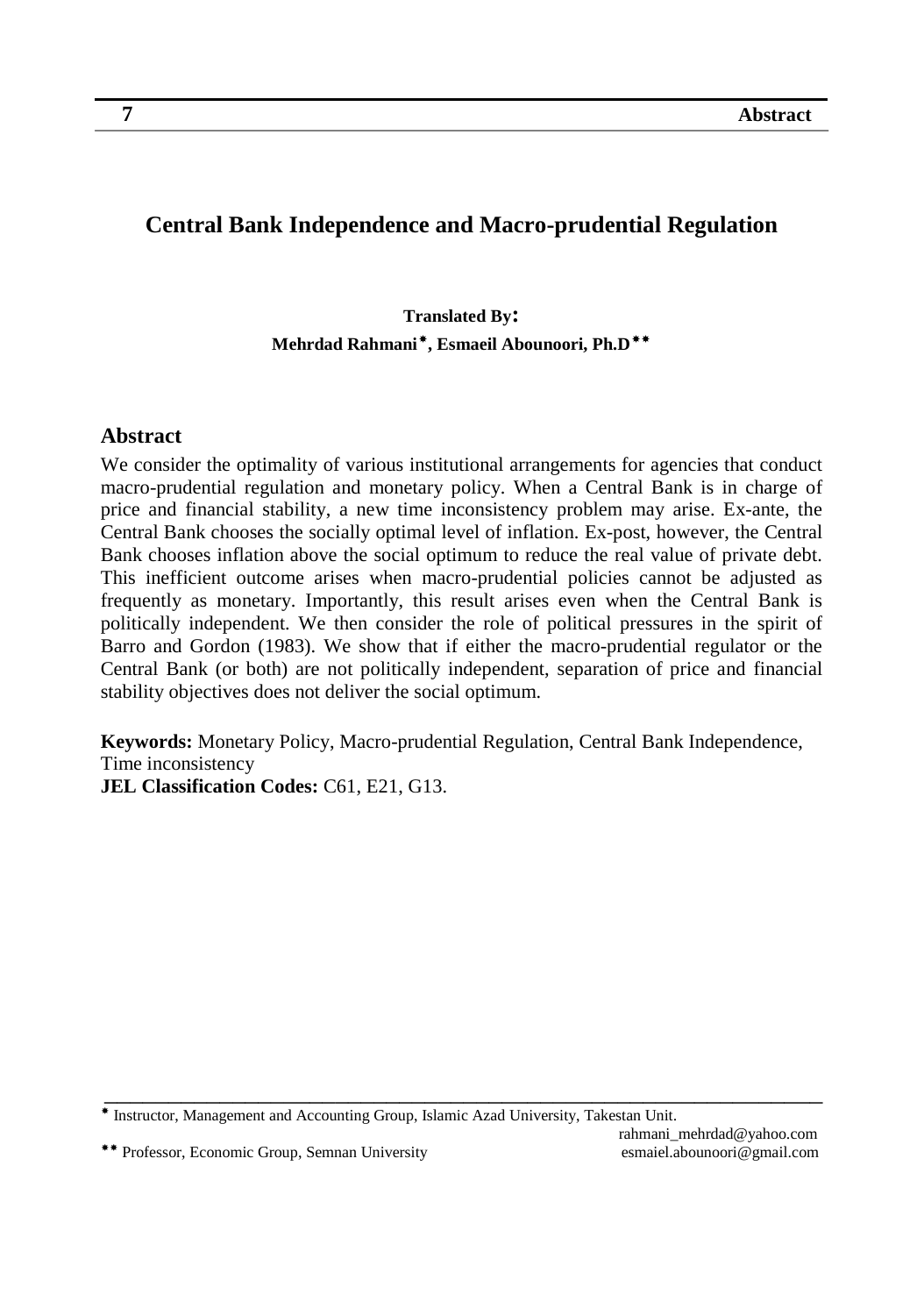# Central Bank Independence and Macro-prudential Regulation

**Translated By:**
**Mehrdad Rahmani[*], Esmaeil Abounoori, Ph.D[**]**

## Abstract

We consider the optimality of various institutional arrangements for agencies that conduct macro-prudential regulation and monetary policy. When a Central Bank is in charge of price and financial stability, a new time inconsistency problem may arise. Ex-ante, the Central Bank chooses the socially optimal level of inflation. Ex-post, however, the Central Bank chooses inflation above the social optimum to reduce the real value of private debt. This inefficient outcome arises when macro-prudential policies cannot be adjusted as frequently as monetary. Importantly, this result arises even when the Central Bank is politically independent. We then consider the role of political pressures in the spirit of Barro and Gordon (1983). We show that if either the macro-prudential regulator or the Central Bank (or both) are not politically independent, separation of price and financial stability objectives does not deliver the social optimum.

**Keywords:** Monetary Policy, Macro-prudential Regulation, Central Bank Independence, Time inconsistency
**JEL Classification Codes:** C61, E21, G13.

---

[*] Instructor, Management and Accounting Group, Islamic Azad University, Takestan Unit. rahmani_mehrdad@yahoo.com

[**] Professor, Economic Group, Semnan University esmaiel.abounoori@gmail.com